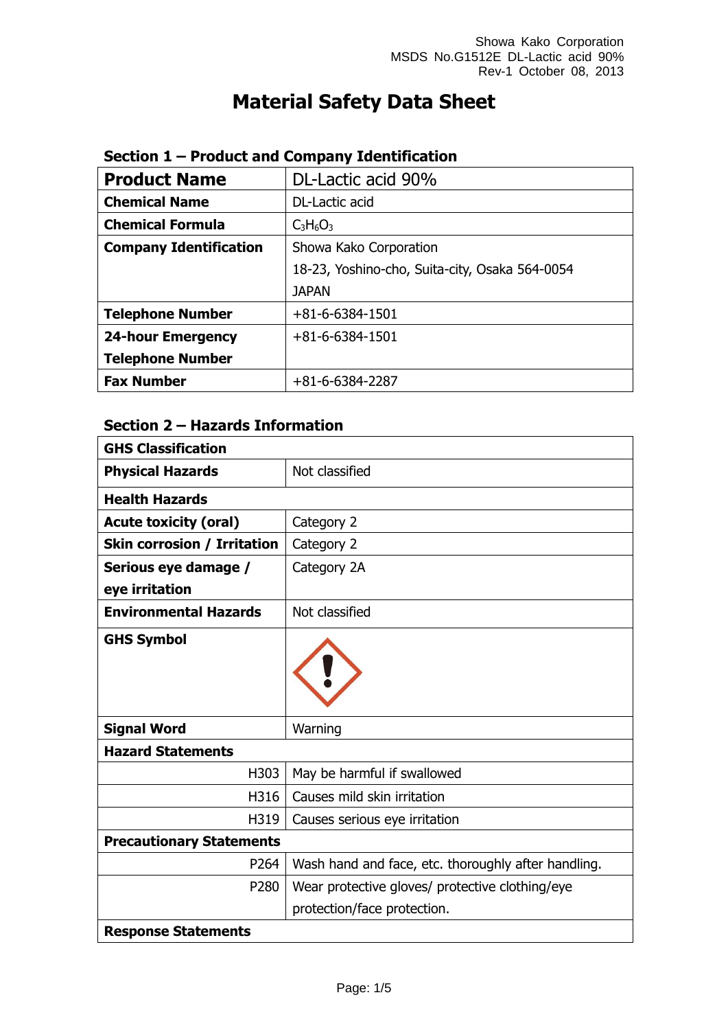Showa Kako Corporation
MSDS No.G1512E DL-Lactic acid 90%
Rev-1 October 08, 2013

# Material Safety Data Sheet

## Section 1 – Product and Company Identification

| **Product Name** | DL-Lactic acid 90% |
|---|---|
| **Chemical Name** | DL-Lactic acid |
| **Chemical Formula** | $C_3H_6O_3$ |
| **Company Identification** | Showa Kako Corporation<br>18-23, Yoshino-cho, Suita-city, Osaka 564-0054<br>JAPAN |
| **Telephone Number** | +81-6-6384-1501 |
| **24-hour Emergency Telephone Number** | +81-6-6384-1501 |
| **Fax Number** | +81-6-6384-2287 |

## Section 2 – Hazards Information

| **GHS Classification** | |
|---|---|
| **Physical Hazards** | Not classified |
| **Health Hazards** | |
| **Acute toxicity (oral)** | Category 2 |
| **Skin corrosion / Irritation** | Category 2 |
| **Serious eye damage / eye irritation** | Category 2A |
| **Environmental Hazards** | Not classified |
| **GHS Symbol** | |
| **Signal Word** | Warning |
| **Hazard Statements** | |
| H303 | May be harmful if swallowed |
| H316 | Causes mild skin irritation |
| H319 | Causes serious eye irritation |
| **Precautionary Statements** | |
| P264 | Wash hand and face, etc. thoroughly after handling. |
| P280 | Wear protective gloves/ protective clothing/eye protection/face protection. |
| **Response Statements** | |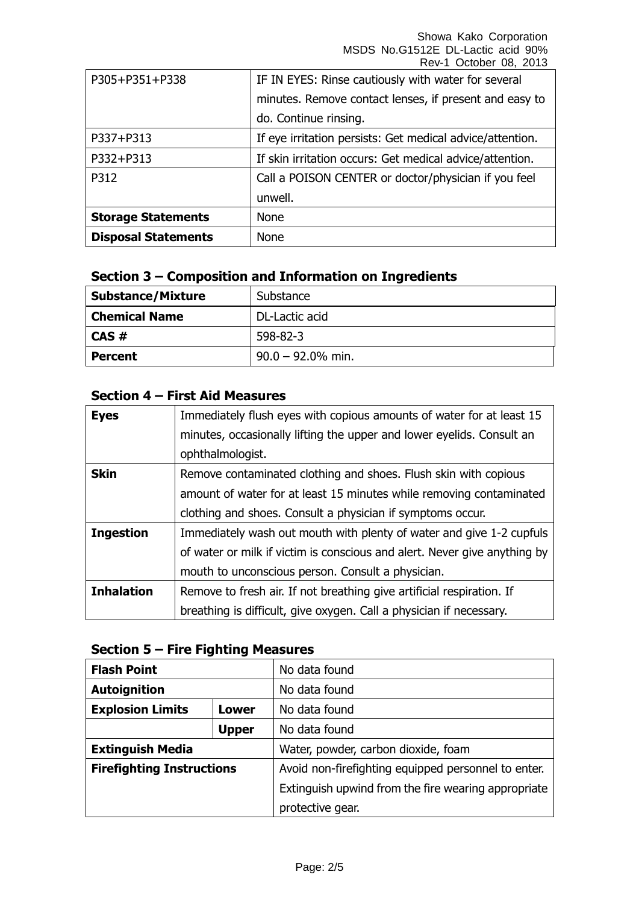| P305+P351+P338 | IF IN EYES: Rinse cautiously with water for several minutes. Remove contact lenses, if present and easy to do. Continue rinsing. |
|---|---|
| P337+P313 | If eye irritation persists: Get medical advice/attention. |
| P332+P313 | If skin irritation occurs: Get medical advice/attention. |
| P312 | Call a POISON CENTER or doctor/physician if you feel unwell. |
| **Storage Statements** | None |
| **Disposal Statements** | None |

## Section 3 – Composition and Information on Ingredients

| **Substance/Mixture** | Substance |
|---|---|
| **Chemical Name** | DL-Lactic acid |
| **CAS #** | 598-82-3 |
| **Percent** | 90.0 – 92.0% min. |

## Section 4 – First Aid Measures

| **Eyes** | Immediately flush eyes with copious amounts of water for at least 15 minutes, occasionally lifting the upper and lower eyelids. Consult an ophthalmologist. |
|---|---|
| **Skin** | Remove contaminated clothing and shoes. Flush skin with copious amount of water for at least 15 minutes while removing contaminated clothing and shoes. Consult a physician if symptoms occur. |
| **Ingestion** | Immediately wash out mouth with plenty of water and give 1-2 cupfuls of water or milk if victim is conscious and alert. Never give anything by mouth to unconscious person. Consult a physician. |
| **Inhalation** | Remove to fresh air. If not breathing give artificial respiration. If breathing is difficult, give oxygen. Call a physician if necessary. |

## Section 5 – Fire Fighting Measures

| **Flash Point** | | No data found |
|---|---|---|
| **Autoignition** | | No data found |
| **Explosion Limits** | **Lower** | No data found |
| | **Upper** | No data found |
| **Extinguish Media** | | Water, powder, carbon dioxide, foam |
| **Firefighting Instructions** | | Avoid non-firefighting equipped personnel to enter. Extinguish upwind from the fire wearing appropriate protective gear. |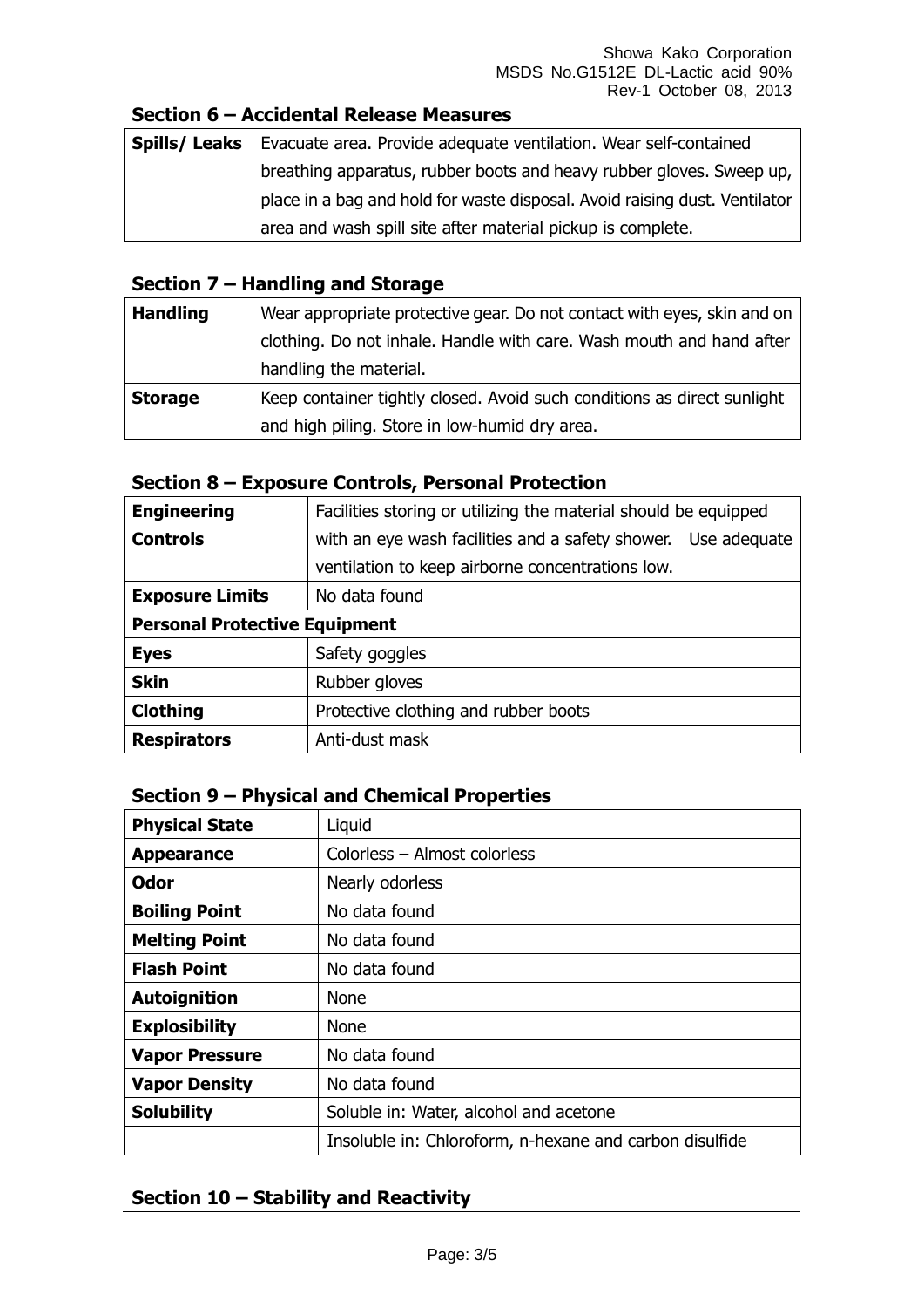## Section 6 – Accidental Release Measures

| | |
|---|---|
| **Spills/ Leaks** | Evacuate area. Provide adequate ventilation. Wear self-contained breathing apparatus, rubber boots and heavy rubber gloves. Sweep up, place in a bag and hold for waste disposal. Avoid raising dust. Ventilator area and wash spill site after material pickup is complete. |

## Section 7 – Handling and Storage

| | |
|---|---|
| **Handling** | Wear appropriate protective gear. Do not contact with eyes, skin and on clothing. Do not inhale. Handle with care. Wash mouth and hand after handling the material. |
| **Storage** | Keep container tightly closed. Avoid such conditions as direct sunlight and high piling. Store in low-humid dry area. |

## Section 8 – Exposure Controls, Personal Protection

| | |
|---|---|
| **Engineering Controls** | Facilities storing or utilizing the material should be equipped with an eye wash facilities and a safety shower. Use adequate ventilation to keep airborne concentrations low. |
| **Exposure Limits** | No data found |
| **Personal Protective Equipment** | |
| **Eyes** | Safety goggles |
| **Skin** | Rubber gloves |
| **Clothing** | Protective clothing and rubber boots |
| **Respirators** | Anti-dust mask |

## Section 9 – Physical and Chemical Properties

| | |
|---|---|
| **Physical State** | Liquid |
| **Appearance** | Colorless – Almost colorless |
| **Odor** | Nearly odorless |
| **Boiling Point** | No data found |
| **Melting Point** | No data found |
| **Flash Point** | No data found |
| **Autoignition** | None |
| **Explosibility** | None |
| **Vapor Pressure** | No data found |
| **Vapor Density** | No data found |
| **Solubility** | Soluble in: Water, alcohol and acetone |
| | Insoluble in: Chloroform, n-hexane and carbon disulfide |

## Section 10 – Stability and Reactivity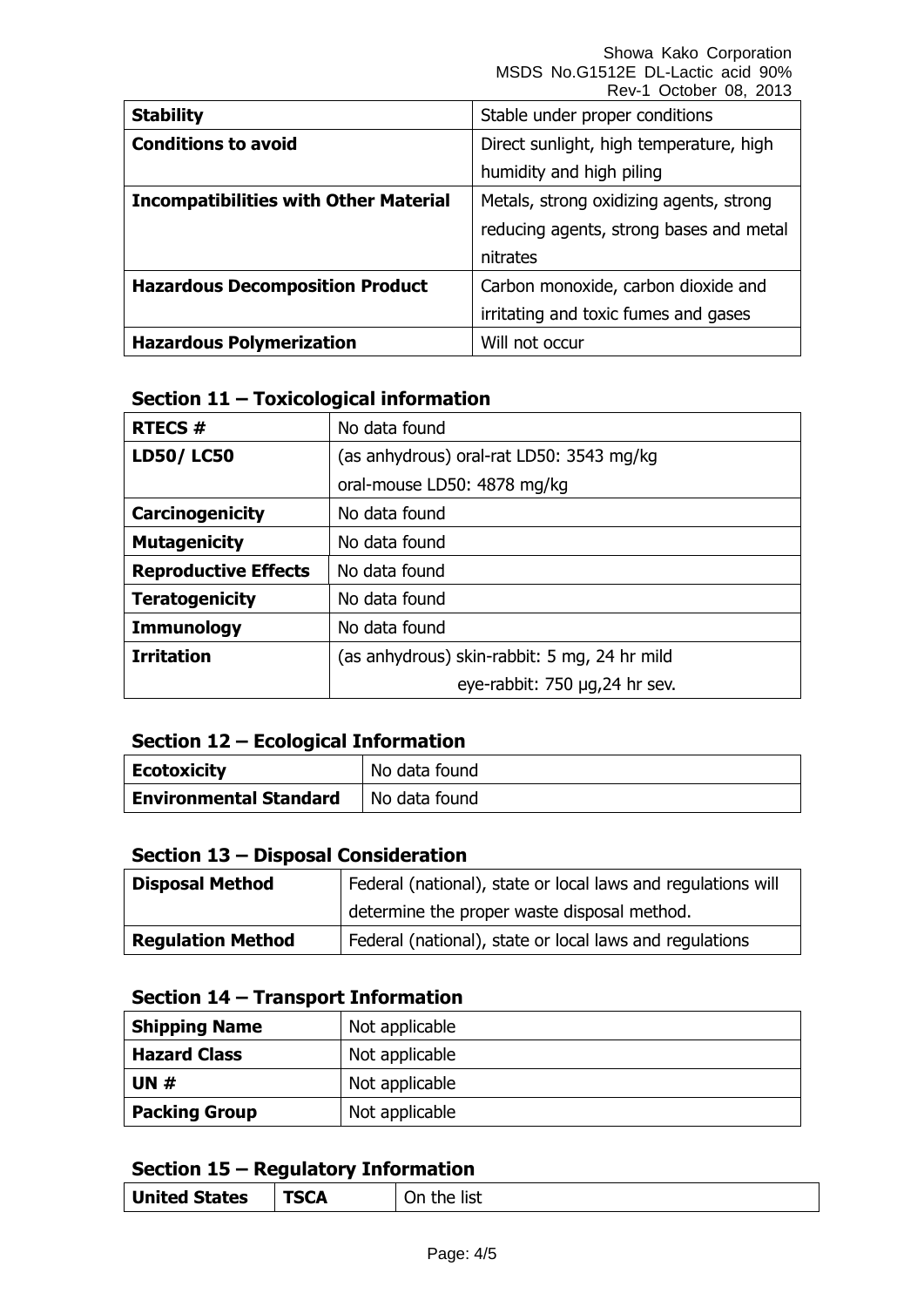| | |
|---|---|
| **Stability** | Stable under proper conditions |
| **Conditions to avoid** | Direct sunlight, high temperature, high humidity and high piling |
| **Incompatibilities with Other Material** | Metals, strong oxidizing agents, strong reducing agents, strong bases and metal nitrates |
| **Hazardous Decomposition Product** | Carbon monoxide, carbon dioxide and irritating and toxic fumes and gases |
| **Hazardous Polymerization** | Will not occur |

## Section 11 – Toxicological information

| | |
|---|---|
| **RTECS #** | No data found |
| **LD50/ LC50** | (as anhydrous) oral-rat LD50: 3543 mg/kg<br>oral-mouse LD50: 4878 mg/kg |
| **Carcinogenicity** | No data found |
| **Mutagenicity** | No data found |
| **Reproductive Effects** | No data found |
| **Teratogenicity** | No data found |
| **Immunology** | No data found |
| **Irritation** | (as anhydrous) skin-rabbit: 5 mg, 24 hr mild<br>eye-rabbit: 750 μg,24 hr sev. |

## Section 12 – Ecological Information

| | |
|---|---|
| **Ecotoxicity** | No data found |
| **Environmental Standard** | No data found |

## Section 13 – Disposal Consideration

| | |
|---|---|
| **Disposal Method** | Federal (national), state or local laws and regulations will determine the proper waste disposal method. |
| **Regulation Method** | Federal (national), state or local laws and regulations |

## Section 14 – Transport Information

| | |
|---|---|
| **Shipping Name** | Not applicable |
| **Hazard Class** | Not applicable |
| **UN #** | Not applicable |
| **Packing Group** | Not applicable |

## Section 15 – Regulatory Information

| | | |
|---|---|---|
| **United States** | **TSCA** | On the list |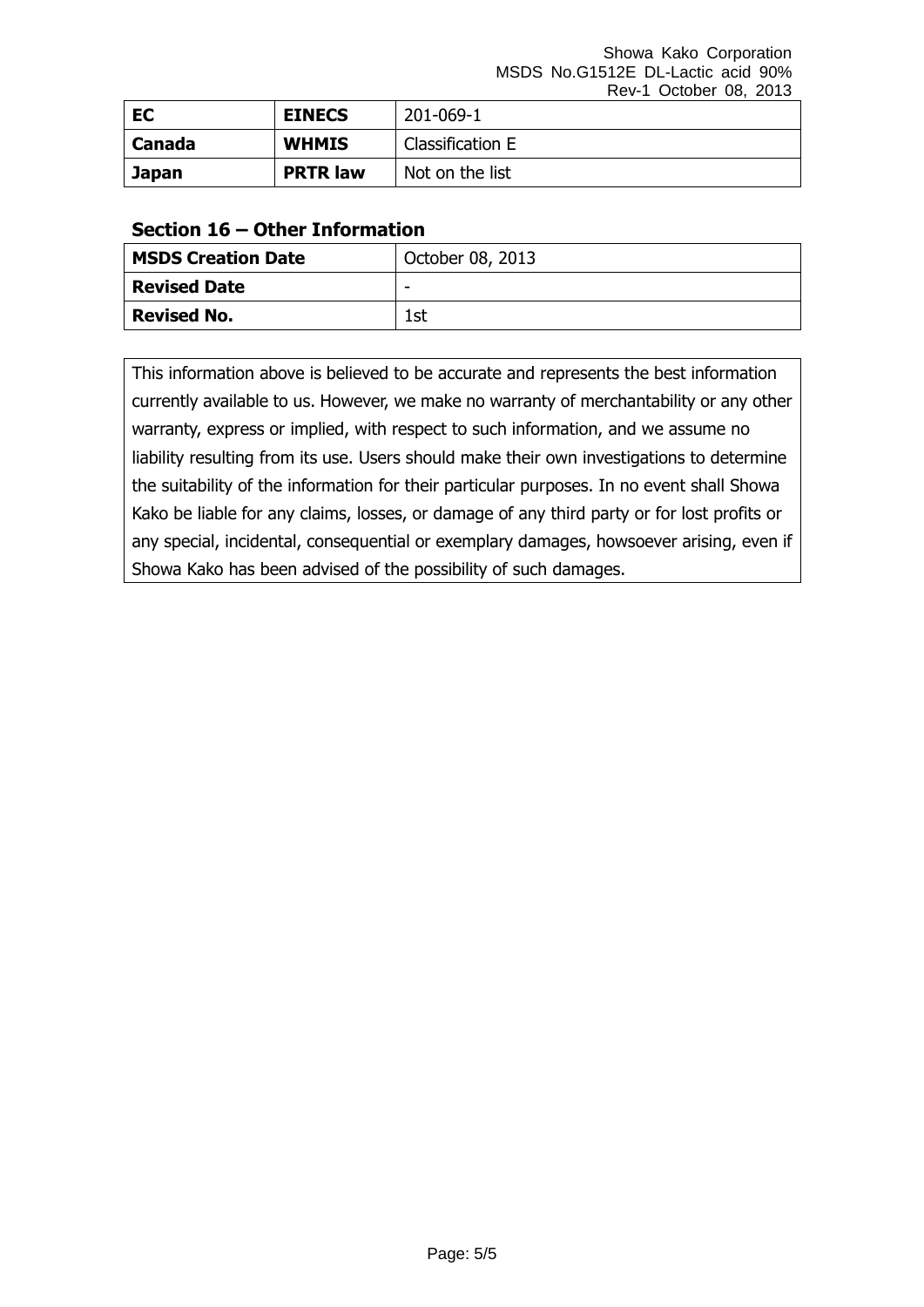| | | |
|---|---|---|
| **EC** | **EINECS** | 201-069-1 |
| **Canada** | **WHMIS** | Classification E |
| **Japan** | **PRTR law** | Not on the list |

## Section 16 – Other Information

| | |
|---|---|
| **MSDS Creation Date** | October 08, 2013 |
| **Revised Date** | - |
| **Revised No.** | 1st |

This information above is believed to be accurate and represents the best information currently available to us. However, we make no warranty of merchantability or any other warranty, express or implied, with respect to such information, and we assume no liability resulting from its use. Users should make their own investigations to determine the suitability of the information for their particular purposes. In no event shall Showa Kako be liable for any claims, losses, or damage of any third party or for lost profits or any special, incidental, consequential or exemplary damages, howsoever arising, even if Showa Kako has been advised of the possibility of such damages.